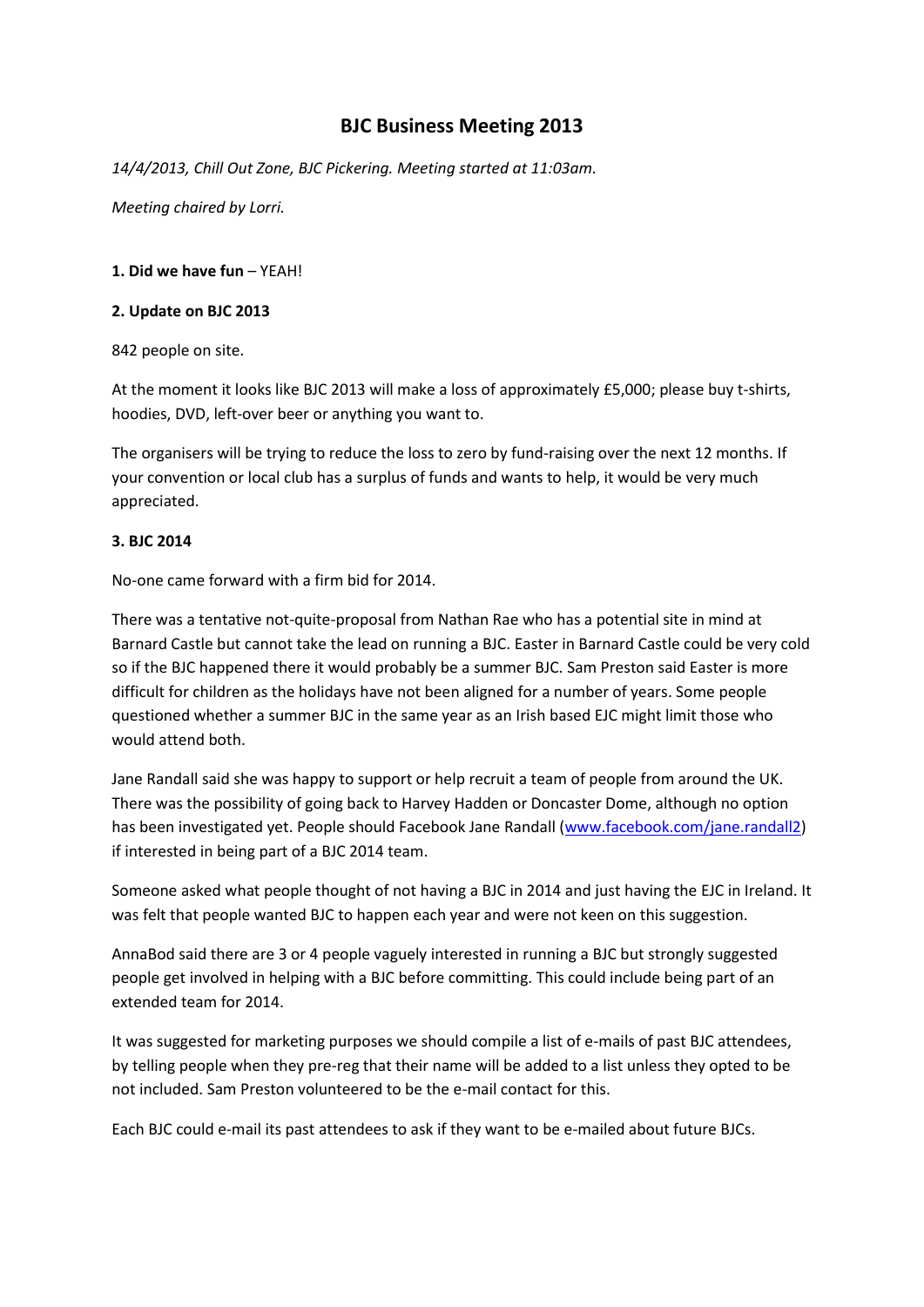# BJC Business Meeting 2013

*14/4/2013, Chill Out Zone, BJC Pickering. Meeting started at 11:03am.*

*Meeting chaired by Lorri.*

**1. Did we have fun** – YEAH!

**2. Update on BJC 2013**

842 people on site.

At the moment it looks like BJC 2013 will make a loss of approximately £5,000; please buy t-shirts, hoodies, DVD, left-over beer or anything you want to.

The organisers will be trying to reduce the loss to zero by fund-raising over the next 12 months. If your convention or local club has a surplus of funds and wants to help, it would be very much appreciated.

**3. BJC 2014**

No-one came forward with a firm bid for 2014.

There was a tentative not-quite-proposal from Nathan Rae who has a potential site in mind at Barnard Castle but cannot take the lead on running a BJC. Easter in Barnard Castle could be very cold so if the BJC happened there it would probably be a summer BJC. Sam Preston said Easter is more difficult for children as the holidays have not been aligned for a number of years. Some people questioned whether a summer BJC in the same year as an Irish based EJC might limit those who would attend both.

Jane Randall said she was happy to support or help recruit a team of people from around the UK. There was the possibility of going back to Harvey Hadden or Doncaster Dome, although no option has been investigated yet. People should Facebook Jane Randall ([www.facebook.com/jane.randall2](www.facebook.com/jane.randall2)) if interested in being part of a BJC 2014 team.

Someone asked what people thought of not having a BJC in 2014 and just having the EJC in Ireland. It was felt that people wanted BJC to happen each year and were not keen on this suggestion.

AnnaBod said there are 3 or 4 people vaguely interested in running a BJC but strongly suggested people get involved in helping with a BJC before committing. This could include being part of an extended team for 2014.

It was suggested for marketing purposes we should compile a list of e-mails of past BJC attendees, by telling people when they pre-reg that their name will be added to a list unless they opted to be not included. Sam Preston volunteered to be the e-mail contact for this.

Each BJC could e-mail its past attendees to ask if they want to be e-mailed about future BJCs.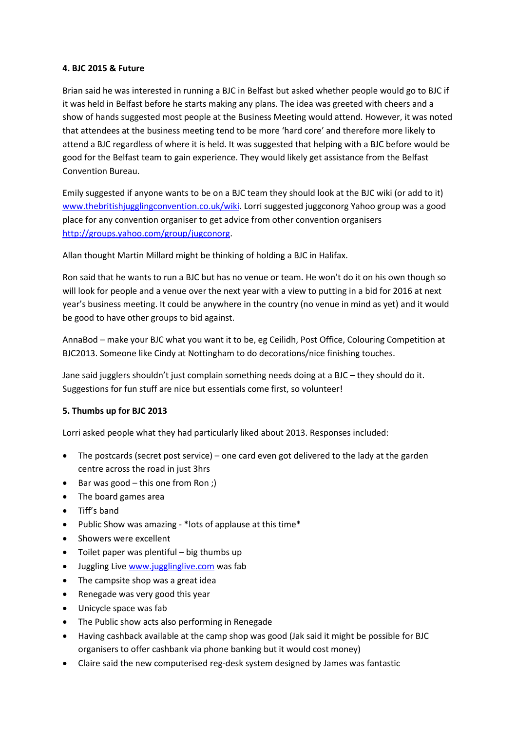**4. BJC 2015 & Future**

Brian said he was interested in running a BJC in Belfast but asked whether people would go to BJC if it was held in Belfast before he starts making any plans. The idea was greeted with cheers and a show of hands suggested most people at the Business Meeting would attend. However, it was noted that attendees at the business meeting tend to be more 'hard core' and therefore more likely to attend a BJC regardless of where it is held. It was suggested that helping with a BJC before would be good for the Belfast team to gain experience. They would likely get assistance from the Belfast Convention Bureau.

Emily suggested if anyone wants to be on a BJC team they should look at the BJC wiki (or add to it) www.thebritishjugglingconvention.co.uk/wiki. Lorri suggested juggconorg Yahoo group was a good place for any convention organiser to get advice from other convention organisers http://groups.yahoo.com/group/jugconorg.

Allan thought Martin Millard might be thinking of holding a BJC in Halifax.

Ron said that he wants to run a BJC but has no venue or team. He won't do it on his own though so will look for people and a venue over the next year with a view to putting in a bid for 2016 at next year's business meeting. It could be anywhere in the country (no venue in mind as yet) and it would be good to have other groups to bid against.

AnnaBod – make your BJC what you want it to be, eg Ceilidh, Post Office, Colouring Competition at BJC2013. Someone like Cindy at Nottingham to do decorations/nice finishing touches.

Jane said jugglers shouldn't just complain something needs doing at a BJC – they should do it. Suggestions for fun stuff are nice but essentials come first, so volunteer!

**5. Thumbs up for BJC 2013**

Lorri asked people what they had particularly liked about 2013. Responses included:

- The postcards (secret post service) – one card even got delivered to the lady at the garden centre across the road in just 3hrs
- Bar was good – this one from Ron ;)
- The board games area
- Tiff's band
- Public Show was amazing - *lots of applause at this time*
- Showers were excellent
- Toilet paper was plentiful – big thumbs up
- Juggling Live www.jugglinglive.com was fab
- The campsite shop was a great idea
- Renegade was very good this year
- Unicycle space was fab
- The Public show acts also performing in Renegade
- Having cashback available at the camp shop was good (Jak said it might be possible for BJC organisers to offer cashbank via phone banking but it would cost money)
- Claire said the new computerised reg-desk system designed by James was fantastic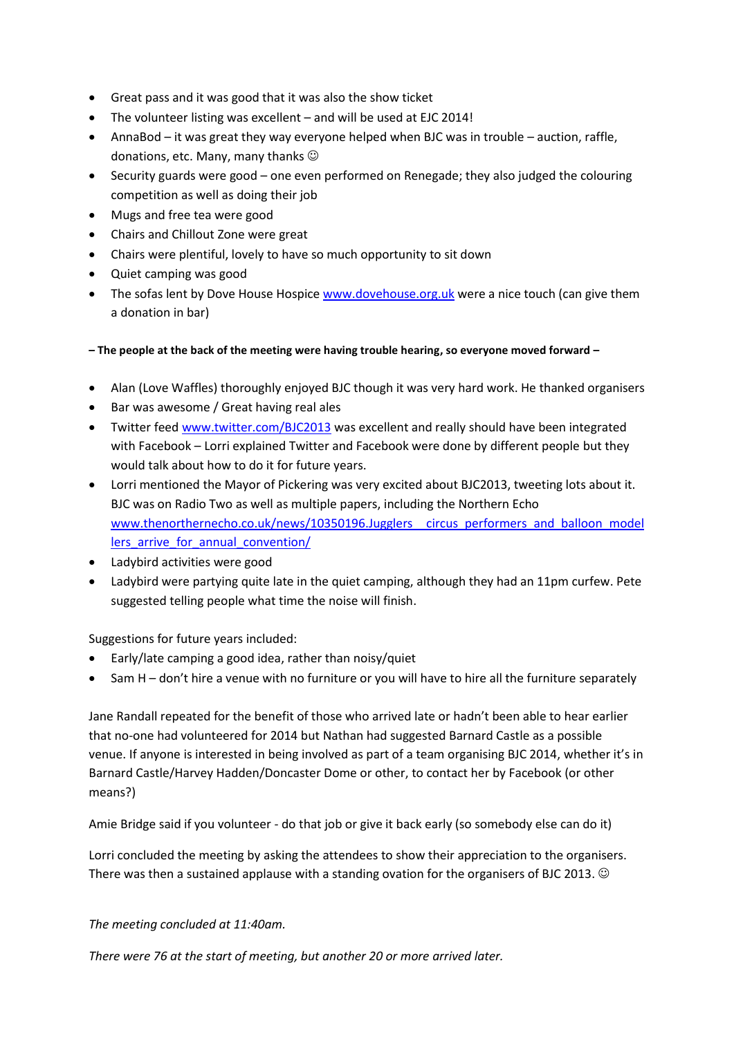- Great pass and it was good that it was also the show ticket
- The volunteer listing was excellent – and will be used at EJC 2014!
- AnnaBod – it was great they way everyone helped when BJC was in trouble – auction, raffle, donations, etc. Many, many thanks ☺
- Security guards were good – one even performed on Renegade; they also judged the colouring competition as well as doing their job
- Mugs and free tea were good
- Chairs and Chillout Zone were great
- Chairs were plentiful, lovely to have so much opportunity to sit down
- Quiet camping was good
- The sofas lent by Dove House Hospice www.dovehouse.org.uk were a nice touch (can give them a donation in bar)

**– The people at the back of the meeting were having trouble hearing, so everyone moved forward –**

- Alan (Love Waffles) thoroughly enjoyed BJC though it was very hard work. He thanked organisers
- Bar was awesome / Great having real ales
- Twitter feed www.twitter.com/BJC2013 was excellent and really should have been integrated with Facebook – Lorri explained Twitter and Facebook were done by different people but they would talk about how to do it for future years.
- Lorri mentioned the Mayor of Pickering was very excited about BJC2013, tweeting lots about it. BJC was on Radio Two as well as multiple papers, including the Northern Echo www.thenorthernecho.co.uk/news/10350196.Jugglers__circus_performers_and_balloon_modellers_arrive_for_annual_convention/
- Ladybird activities were good
- Ladybird were partying quite late in the quiet camping, although they had an 11pm curfew. Pete suggested telling people what time the noise will finish.

Suggestions for future years included:

- Early/late camping a good idea, rather than noisy/quiet
- Sam H – don't hire a venue with no furniture or you will have to hire all the furniture separately

Jane Randall repeated for the benefit of those who arrived late or hadn't been able to hear earlier that no-one had volunteered for 2014 but Nathan had suggested Barnard Castle as a possible venue. If anyone is interested in being involved as part of a team organising BJC 2014, whether it's in Barnard Castle/Harvey Hadden/Doncaster Dome or other, to contact her by Facebook (or other means?)

Amie Bridge said if you volunteer - do that job or give it back early (so somebody else can do it)

Lorri concluded the meeting by asking the attendees to show their appreciation to the organisers. There was then a sustained applause with a standing ovation for the organisers of BJC 2013. ☺

*The meeting concluded at 11:40am.*

*There were 76 at the start of meeting, but another 20 or more arrived later.*